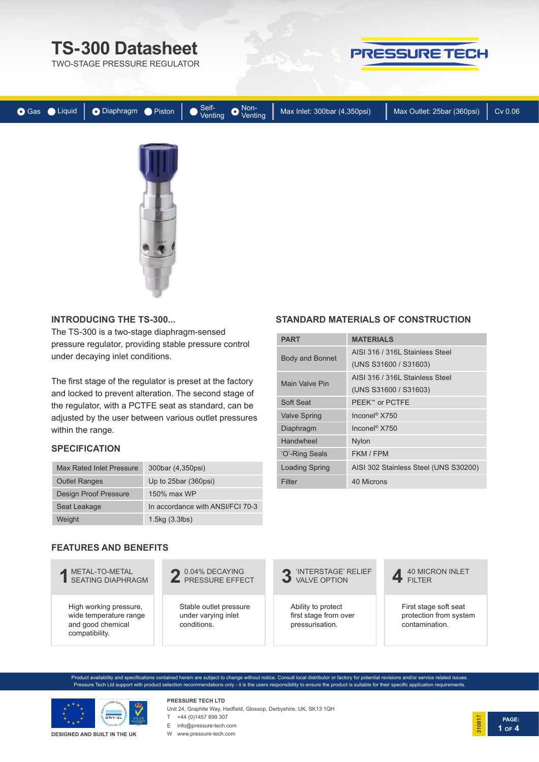# TS-300 Datasheet

TWO-STAGE PRESSURE REGULATOR

PRESSURE TECH

Gas | Liquid | Diaphragm | Piston | Self-Venting | Non-Venting | Max Inlet: 300bar (4,350psi) | Max Outlet: 25bar (360psi) | Cv 0.06

## INTRODUCING THE TS-300...

The TS-300 is a two-stage diaphragm-sensed pressure regulator, providing stable pressure control under decaying inlet conditions.

The first stage of the regulator is preset at the factory and locked to prevent alteration. The second stage of the regulator, with a PCTFE seat as standard, can be adjusted by the user between various outlet pressures within the range.

## SPECIFICATION

| | |
|---|---|
| Max Rated Inlet Pressure | 300bar (4,350psi) |
| Outlet Ranges | Up to 25bar (360psi) |
| Design Proof Pressure | 150% max WP |
| Seat Leakage | In accordance with ANSI/FCI 70-3 |
| Weight | 1.5kg (3.3lbs) |

## STANDARD MATERIALS OF CONSTRUCTION

| PART | MATERIALS |
|---|---|
| Body and Bonnet | AISI 316 / 316L Stainless Steel (UNS S31600 / S31603) |
| Main Valve Pin | AISI 316 / 316L Stainless Steel (UNS S31600 / S31603) |
| Soft Seat | PEEK™ or PCTFE |
| Valve Spring | Inconel® X750 |
| Diaphragm | Inconel® X750 |
| Handwheel | Nylon |
| 'O'-Ring Seals | FKM / FPM |
| Loading Spring | AISI 302 Stainless Steel (UNS S30200) |
| Filter | 40 Microns |

## FEATURES AND BENEFITS

**1 METAL-TO-METAL SEATING DIAPHRAGM**

High working pressure, wide temperature range and good chemical compatibility.

**2 0.04% DECAYING PRESSURE EFFECT**

Stable outlet pressure under varying inlet conditions.

**3 'INTERSTAGE' RELIEF VALVE OPTION**

Ability to protect first stage from over pressurisation.

**4 40 MICRON INLET FILTER**

First stage soft seat protection from system contamination.

Product availability and specifications contained herein are subject to change without notice. Consult local distributor or factory for potential revisions and/or service related issues. Pressure Tech Ltd support with product selection recommendations only - it is the users responsibility to ensure the product is suitable for their specific application requirements.

DESIGNED AND BUILT IN THE UK

**PRESSURE TECH LTD**
Unit 24, Graphite Way, Hadfield, Glossop, Derbyshire, UK, SK13 1QH
T +44 (0)1457 899 307
E info@pressure-tech.com
W www.pressure-tech.com

310817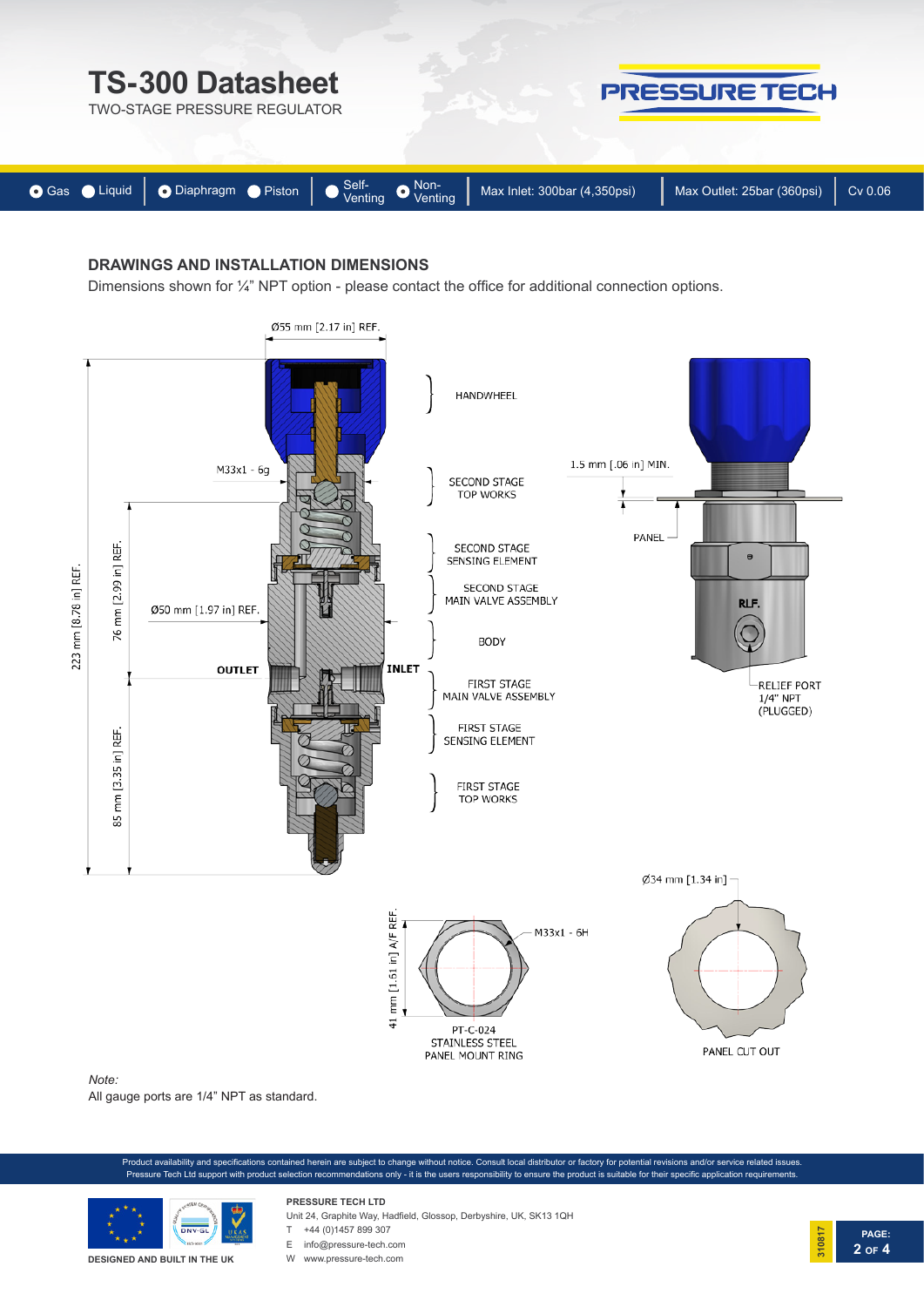# TS-300 Datasheet

TWO-STAGE PRESSURE REGULATOR

Gas | Liquid | Diaphragm | Piston | Self-Venting | Non-Venting | Max Inlet: 300bar (4,350psi) | Max Outlet: 25bar (360psi) | Cv 0.06

## DRAWINGS AND INSTALLATION DIMENSIONS

Dimensions shown for ¼" NPT option - please contact the office for additional connection options.

Ø55 mm [2.17 in] REF.

223 mm [8.78 in] REF.

76 mm [2.99 in] REF.

85 mm [3.35 in] REF.

M33x1 - 6g

Ø50 mm [1.97 in] REF.

OUTLET

INLET

HANDWHEEL

SECOND STAGE TOP WORKS

SECOND STAGE SENSING ELEMENT

SECOND STAGE MAIN VALVE ASSEMBLY

BODY

FIRST STAGE MAIN VALVE ASSEMBLY

FIRST STAGE SENSING ELEMENT

FIRST STAGE TOP WORKS

1.5 mm [.06 in] MIN.

PANEL

RLF.

RELIEF PORT 1/4" NPT (PLUGGED)

41 mm [1.61 in] A/F REF.

M33x1 - 6H

PT-C-024 STAINLESS STEEL PANEL MOUNT RING

Ø34 mm [1.34 in]

PANEL CUT OUT

*Note:*

All gauge ports are 1/4" NPT as standard.

Product availability and specifications contained herein are subject to change without notice. Consult local distributor or factory for potential revisions and/or service related issues. Pressure Tech Ltd support with product selection recommendations only - it is the users responsibility to ensure the product is suitable for their specific application requirements.

DESIGNED AND BUILT IN THE UK

**PRESSURE TECH LTD**
Unit 24, Graphite Way, Hadfield, Glossop, Derbyshire, UK, SK13 1QH
T +44 (0)1457 899 307
E info@pressure-tech.com
W www.pressure-tech.com

310817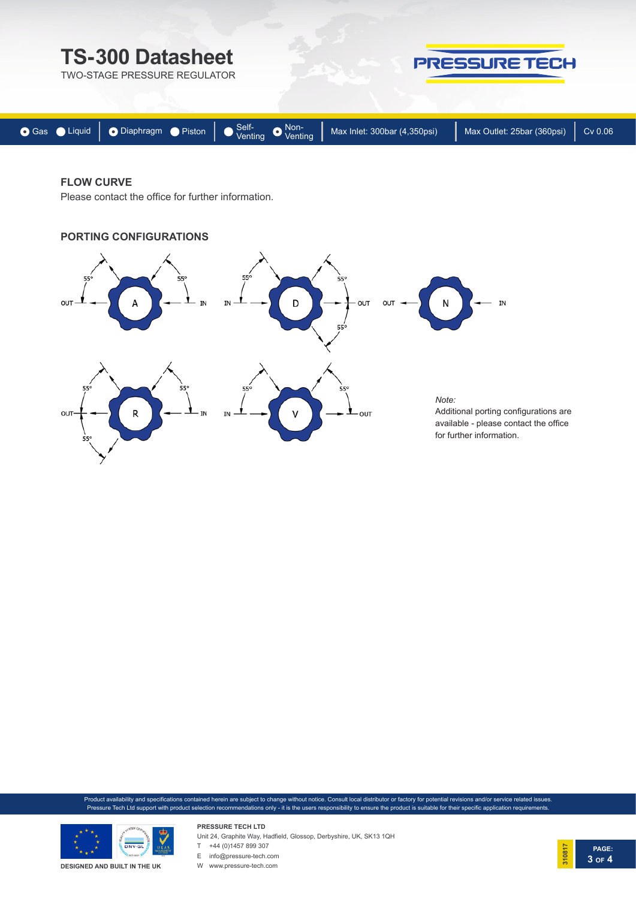# TS-300 Datasheet

TWO-STAGE PRESSURE REGULATOR

PRESSURE TECH

Gas | Liquid | Diaphragm | Piston | Self-Venting | Non-Venting | Max Inlet: 300bar (4,350psi) | Max Outlet: 25bar (360psi) | Cv 0.06

## FLOW CURVE

Please contact the office for further information.

## PORTING CONFIGURATIONS

A: OUT, IN, 55°, 55°

D: IN, OUT, 55°, 55°, 55°

N: OUT, IN

R: OUT, IN, 55°, 55°, 55°

V: IN, OUT, 55°, 55°

*Note:*
Additional porting configurations are available - please contact the office for further information.

Product availability and specifications contained herein are subject to change without notice. Consult local distributor or factory for potential revisions and/or service related issues. Pressure Tech Ltd support with product selection recommendations only - it is the users responsibility to ensure the product is suitable for their specific application requirements.

DESIGNED AND BUILT IN THE UK

**PRESSURE TECH LTD**
Unit 24, Graphite Way, Hadfield, Glossop, Derbyshire, UK, SK13 1QH
T +44 (0)1457 899 307
E info@pressure-tech.com
W www.pressure-tech.com

310817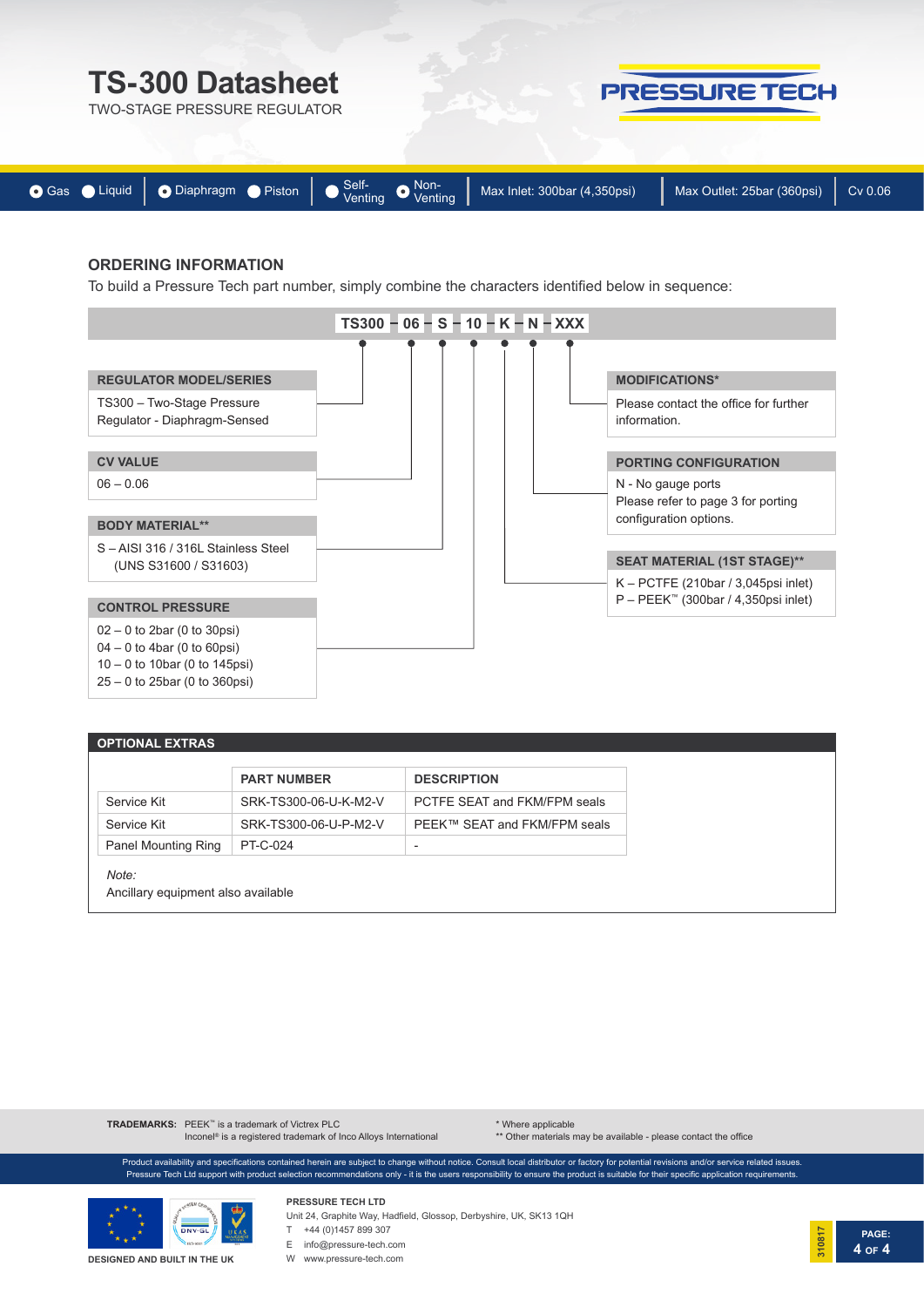# TS-300 Datasheet

TWO-STAGE PRESSURE REGULATOR

● Gas ○ Liquid | ● Diaphragm ○ Piston | ○ Self-Venting ● Non-Venting | Max Inlet: 300bar (4,350psi) | Max Outlet: 25bar (360psi) | Cv 0.06

## ORDERING INFORMATION

To build a Pressure Tech part number, simply combine the characters identified below in sequence:

**TS300 – 06 – S – 10 – K – N – XXX**

### REGULATOR MODEL/SERIES

TS300 – Two-Stage Pressure Regulator - Diaphragm-Sensed

### CV VALUE

06 – 0.06

### BODY MATERIAL**

S – AISI 316 / 316L Stainless Steel (UNS S31600 / S31603)

### CONTROL PRESSURE

02 – 0 to 2bar (0 to 30psi)
04 – 0 to 4bar (0 to 60psi)
10 – 0 to 10bar (0 to 145psi)
25 – 0 to 25bar (0 to 360psi)

### SEAT MATERIAL (1ST STAGE)**

K – PCTFE (210bar / 3,045psi inlet)
P – PEEK™ (300bar / 4,350psi inlet)

### PORTING CONFIGURATION

N - No gauge ports
Please refer to page 3 for porting configuration options.

### MODIFICATIONS*

Please contact the office for further information.

## OPTIONAL EXTRAS

| | PART NUMBER | DESCRIPTION |
|---|---|---|
| Service Kit | SRK-TS300-06-U-K-M2-V | PCTFE SEAT and FKM/FPM seals |
| Service Kit | SRK-TS300-06-U-P-M2-V | PEEK™ SEAT and FKM/FPM seals |
| Panel Mounting Ring | PT-C-024 | - |

*Note:*
Ancillary equipment also available

**TRADEMARKS:** PEEK™ is a trademark of Victrex PLC
Inconel® is a registered trademark of Inco Alloys International

\* Where applicable
** Other materials may be available - please contact the office

Product availability and specifications contained herein are subject to change without notice. Consult local distributor or factory for potential revisions and/or service related issues. Pressure Tech Ltd support with product selection recommendations only - it is the users responsibility to ensure the product is suitable for their specific application requirements.

DESIGNED AND BUILT IN THE UK

**PRESSURE TECH LTD**
Unit 24, Graphite Way, Hadfield, Glossop, Derbyshire, UK, SK13 1QH
T +44 (0)1457 899 307
E info@pressure-tech.com
W www.pressure-tech.com

310817